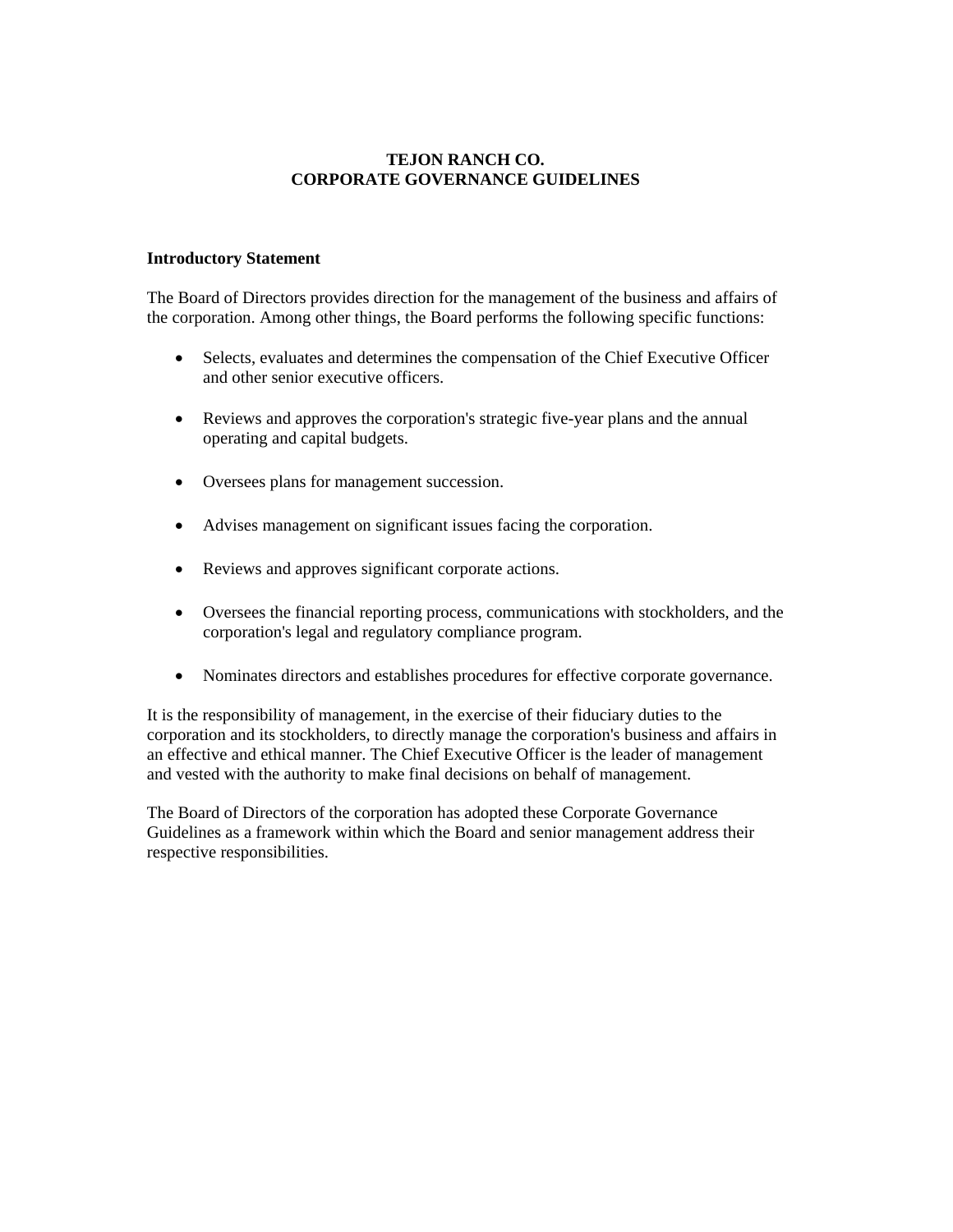# TEJON RANCH CO.
# CORPORATE GOVERNANCE GUIDELINES

**Introductory Statement**

The Board of Directors provides direction for the management of the business and affairs of the corporation. Among other things, the Board performs the following specific functions:

- Selects, evaluates and determines the compensation of the Chief Executive Officer and other senior executive officers.
- Reviews and approves the corporation's strategic five-year plans and the annual operating and capital budgets.
- Oversees plans for management succession.
- Advises management on significant issues facing the corporation.
- Reviews and approves significant corporate actions.
- Oversees the financial reporting process, communications with stockholders, and the corporation's legal and regulatory compliance program.
- Nominates directors and establishes procedures for effective corporate governance.

It is the responsibility of management, in the exercise of their fiduciary duties to the corporation and its stockholders, to directly manage the corporation's business and affairs in an effective and ethical manner. The Chief Executive Officer is the leader of management and vested with the authority to make final decisions on behalf of management.

The Board of Directors of the corporation has adopted these Corporate Governance Guidelines as a framework within which the Board and senior management address their respective responsibilities.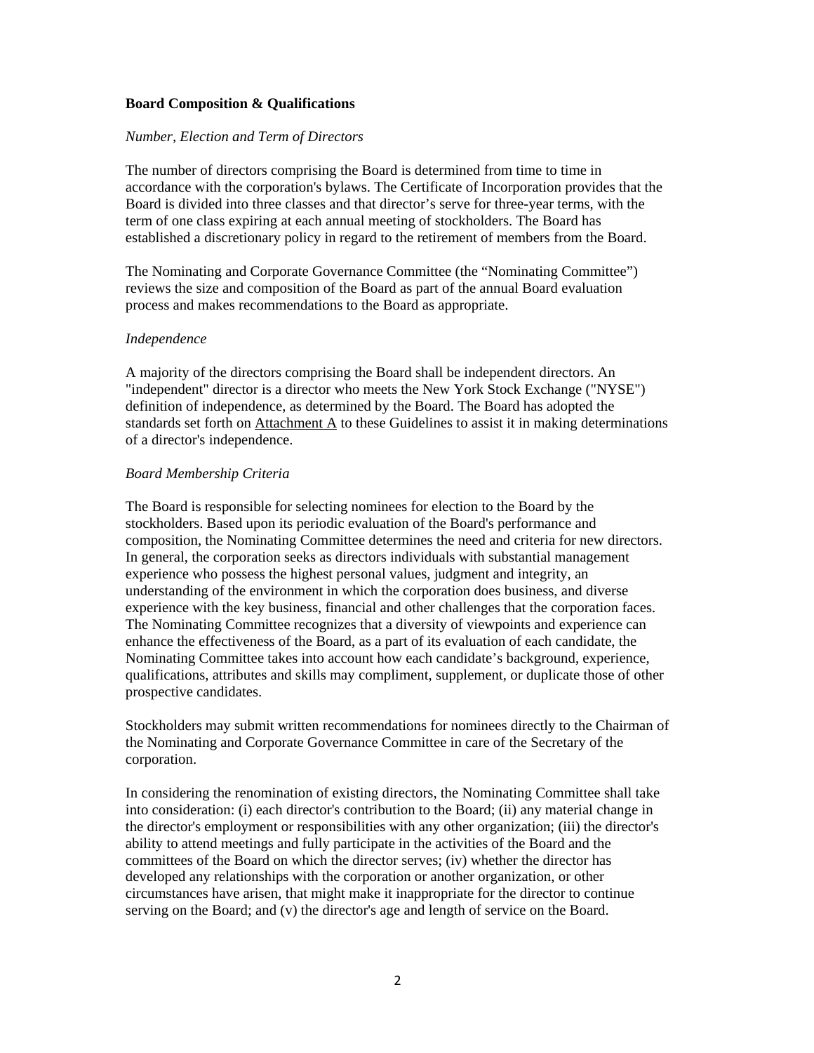**Board Composition & Qualifications**

*Number, Election and Term of Directors*

The number of directors comprising the Board is determined from time to time in accordance with the corporation's bylaws. The Certificate of Incorporation provides that the Board is divided into three classes and that director's serve for three-year terms, with the term of one class expiring at each annual meeting of stockholders. The Board has established a discretionary policy in regard to the retirement of members from the Board.

The Nominating and Corporate Governance Committee (the "Nominating Committee") reviews the size and composition of the Board as part of the annual Board evaluation process and makes recommendations to the Board as appropriate.

*Independence*

A majority of the directors comprising the Board shall be independent directors. An "independent" director is a director who meets the New York Stock Exchange ("NYSE") definition of independence, as determined by the Board. The Board has adopted the standards set forth on Attachment A to these Guidelines to assist it in making determinations of a director's independence.

*Board Membership Criteria*

The Board is responsible for selecting nominees for election to the Board by the stockholders. Based upon its periodic evaluation of the Board's performance and composition, the Nominating Committee determines the need and criteria for new directors. In general, the corporation seeks as directors individuals with substantial management experience who possess the highest personal values, judgment and integrity, an understanding of the environment in which the corporation does business, and diverse experience with the key business, financial and other challenges that the corporation faces. The Nominating Committee recognizes that a diversity of viewpoints and experience can enhance the effectiveness of the Board, as a part of its evaluation of each candidate, the Nominating Committee takes into account how each candidate's background, experience, qualifications, attributes and skills may compliment, supplement, or duplicate those of other prospective candidates.

Stockholders may submit written recommendations for nominees directly to the Chairman of the Nominating and Corporate Governance Committee in care of the Secretary of the corporation.

In considering the renomination of existing directors, the Nominating Committee shall take into consideration: (i) each director's contribution to the Board; (ii) any material change in the director's employment or responsibilities with any other organization; (iii) the director's ability to attend meetings and fully participate in the activities of the Board and the committees of the Board on which the director serves; (iv) whether the director has developed any relationships with the corporation or another organization, or other circumstances have arisen, that might make it inappropriate for the director to continue serving on the Board; and (v) the director's age and length of service on the Board.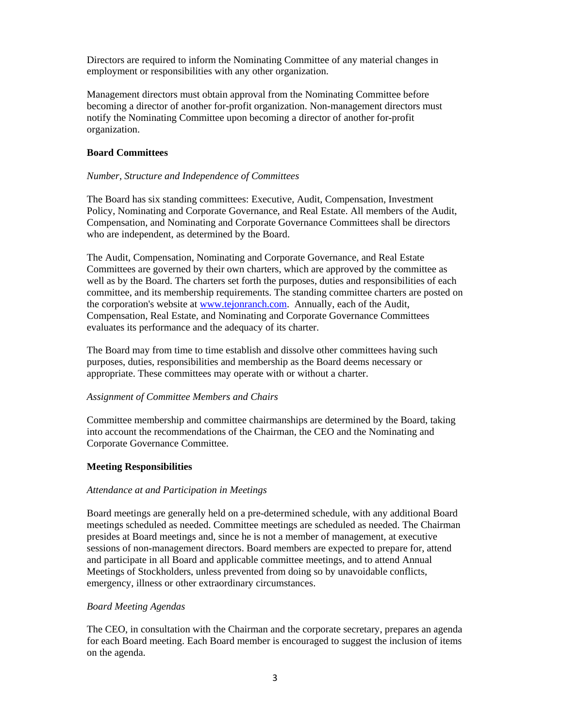Directors are required to inform the Nominating Committee of any material changes in employment or responsibilities with any other organization.

Management directors must obtain approval from the Nominating Committee before becoming a director of another for-profit organization. Non-management directors must notify the Nominating Committee upon becoming a director of another for-profit organization.

**Board Committees**

*Number, Structure and Independence of Committees*

The Board has six standing committees: Executive, Audit, Compensation, Investment Policy, Nominating and Corporate Governance, and Real Estate. All members of the Audit, Compensation, and Nominating and Corporate Governance Committees shall be directors who are independent, as determined by the Board.

The Audit, Compensation, Nominating and Corporate Governance, and Real Estate Committees are governed by their own charters, which are approved by the committee as well as by the Board. The charters set forth the purposes, duties and responsibilities of each committee, and its membership requirements. The standing committee charters are posted on the corporation's website at [www.tejonranch.com](http://www.tejonranch.com). Annually, each of the Audit, Compensation, Real Estate, and Nominating and Corporate Governance Committees evaluates its performance and the adequacy of its charter.

The Board may from time to time establish and dissolve other committees having such purposes, duties, responsibilities and membership as the Board deems necessary or appropriate. These committees may operate with or without a charter.

*Assignment of Committee Members and Chairs*

Committee membership and committee chairmanships are determined by the Board, taking into account the recommendations of the Chairman, the CEO and the Nominating and Corporate Governance Committee.

**Meeting Responsibilities**

*Attendance at and Participation in Meetings*

Board meetings are generally held on a pre-determined schedule, with any additional Board meetings scheduled as needed. Committee meetings are scheduled as needed. The Chairman presides at Board meetings and, since he is not a member of management, at executive sessions of non-management directors. Board members are expected to prepare for, attend and participate in all Board and applicable committee meetings, and to attend Annual Meetings of Stockholders, unless prevented from doing so by unavoidable conflicts, emergency, illness or other extraordinary circumstances.

*Board Meeting Agendas*

The CEO, in consultation with the Chairman and the corporate secretary, prepares an agenda for each Board meeting. Each Board member is encouraged to suggest the inclusion of items on the agenda.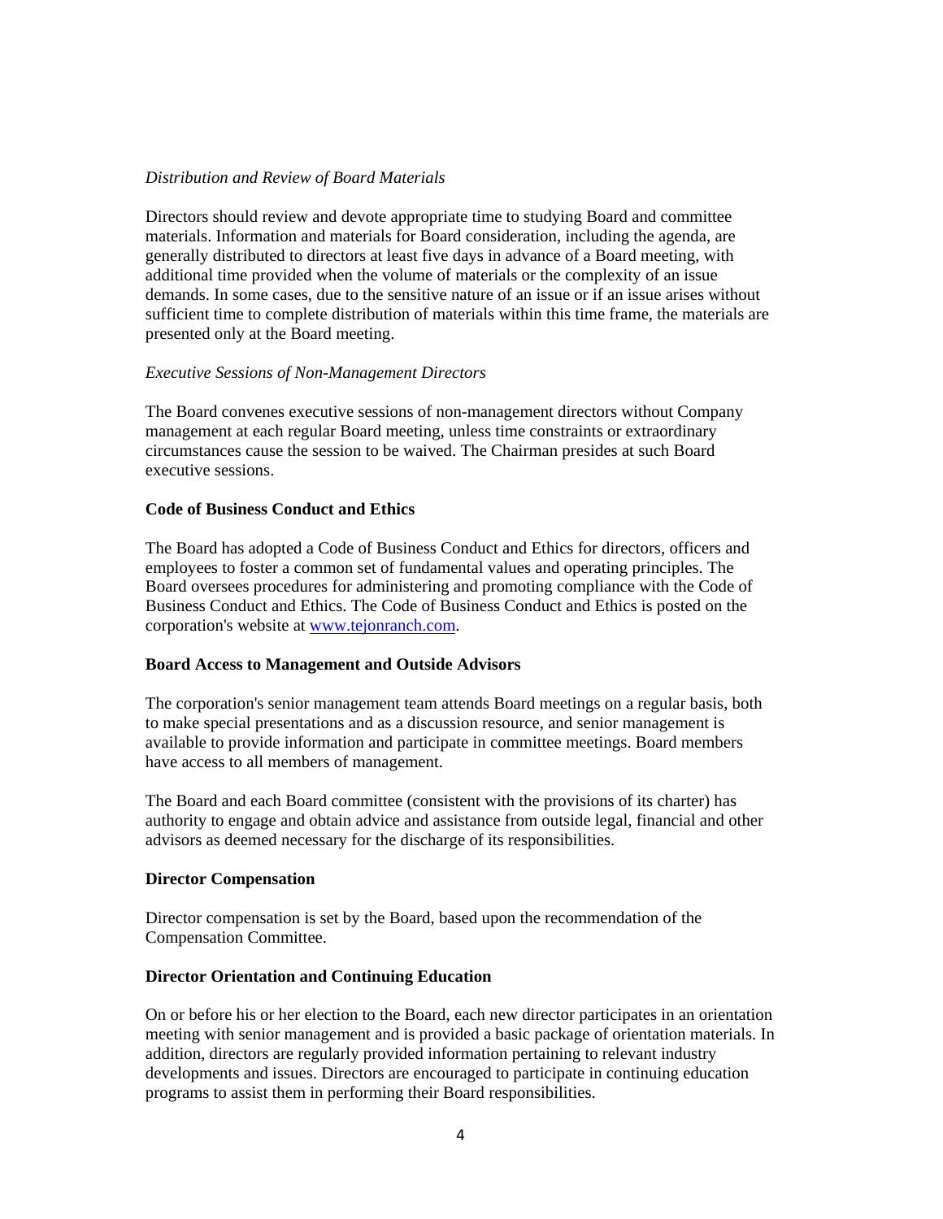*Distribution and Review of Board Materials*

Directors should review and devote appropriate time to studying Board and committee materials. Information and materials for Board consideration, including the agenda, are generally distributed to directors at least five days in advance of a Board meeting, with additional time provided when the volume of materials or the complexity of an issue demands. In some cases, due to the sensitive nature of an issue or if an issue arises without sufficient time to complete distribution of materials within this time frame, the materials are presented only at the Board meeting.

*Executive Sessions of Non-Management Directors*

The Board convenes executive sessions of non-management directors without Company management at each regular Board meeting, unless time constraints or extraordinary circumstances cause the session to be waived. The Chairman presides at such Board executive sessions.

**Code of Business Conduct and Ethics**

The Board has adopted a Code of Business Conduct and Ethics for directors, officers and employees to foster a common set of fundamental values and operating principles. The Board oversees procedures for administering and promoting compliance with the Code of Business Conduct and Ethics. The Code of Business Conduct and Ethics is posted on the corporation's website at [www.tejonranch.com](http://www.tejonranch.com).

**Board Access to Management and Outside Advisors**

The corporation's senior management team attends Board meetings on a regular basis, both to make special presentations and as a discussion resource, and senior management is available to provide information and participate in committee meetings. Board members have access to all members of management.

The Board and each Board committee (consistent with the provisions of its charter) has authority to engage and obtain advice and assistance from outside legal, financial and other advisors as deemed necessary for the discharge of its responsibilities.

**Director Compensation**

Director compensation is set by the Board, based upon the recommendation of the Compensation Committee.

**Director Orientation and Continuing Education**

On or before his or her election to the Board, each new director participates in an orientation meeting with senior management and is provided a basic package of orientation materials. In addition, directors are regularly provided information pertaining to relevant industry developments and issues. Directors are encouraged to participate in continuing education programs to assist them in performing their Board responsibilities.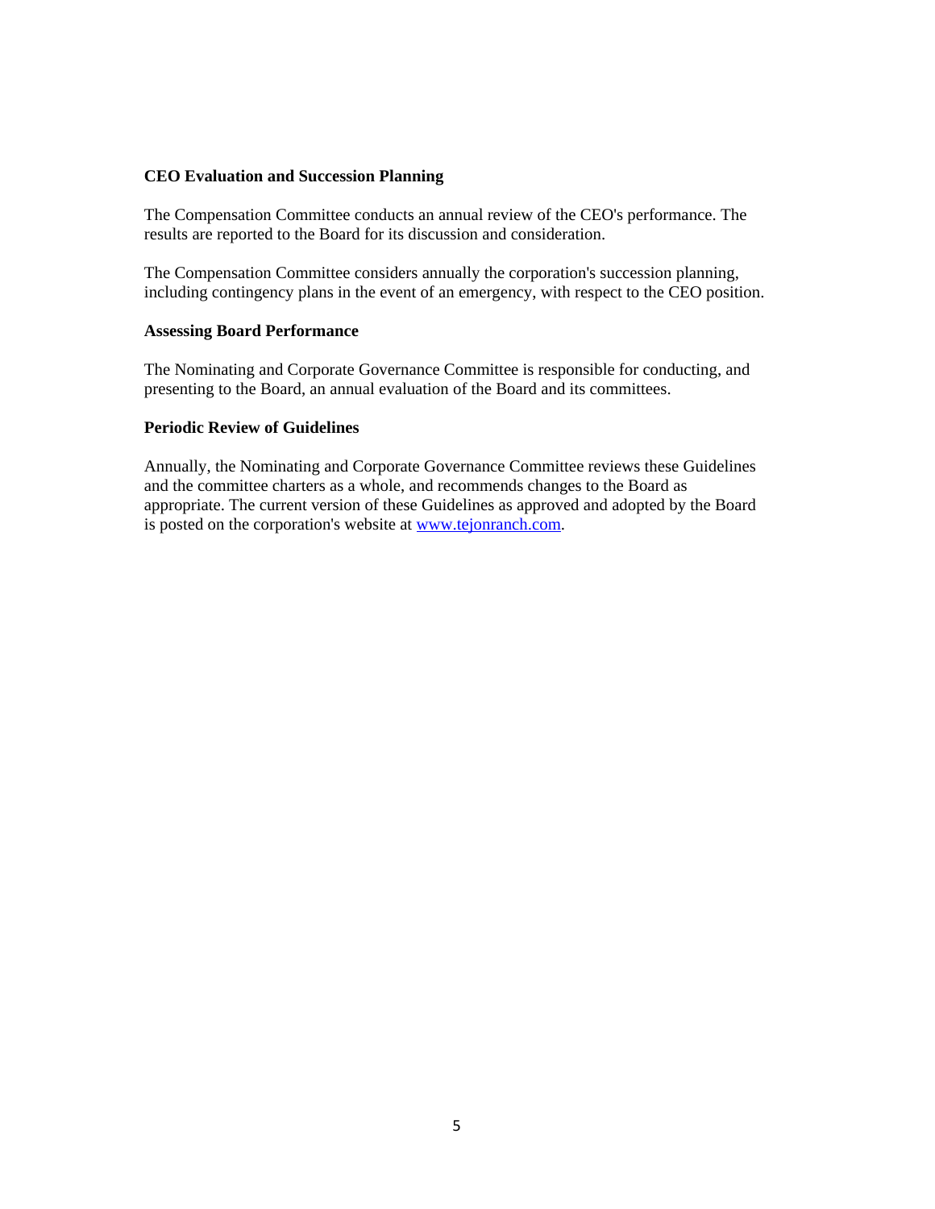**CEO Evaluation and Succession Planning**

The Compensation Committee conducts an annual review of the CEO's performance. The results are reported to the Board for its discussion and consideration.

The Compensation Committee considers annually the corporation's succession planning, including contingency plans in the event of an emergency, with respect to the CEO position.

**Assessing Board Performance**

The Nominating and Corporate Governance Committee is responsible for conducting, and presenting to the Board, an annual evaluation of the Board and its committees.

**Periodic Review of Guidelines**

Annually, the Nominating and Corporate Governance Committee reviews these Guidelines and the committee charters as a whole, and recommends changes to the Board as appropriate. The current version of these Guidelines as approved and adopted by the Board is posted on the corporation's website at [www.tejonranch.com](http://www.tejonranch.com).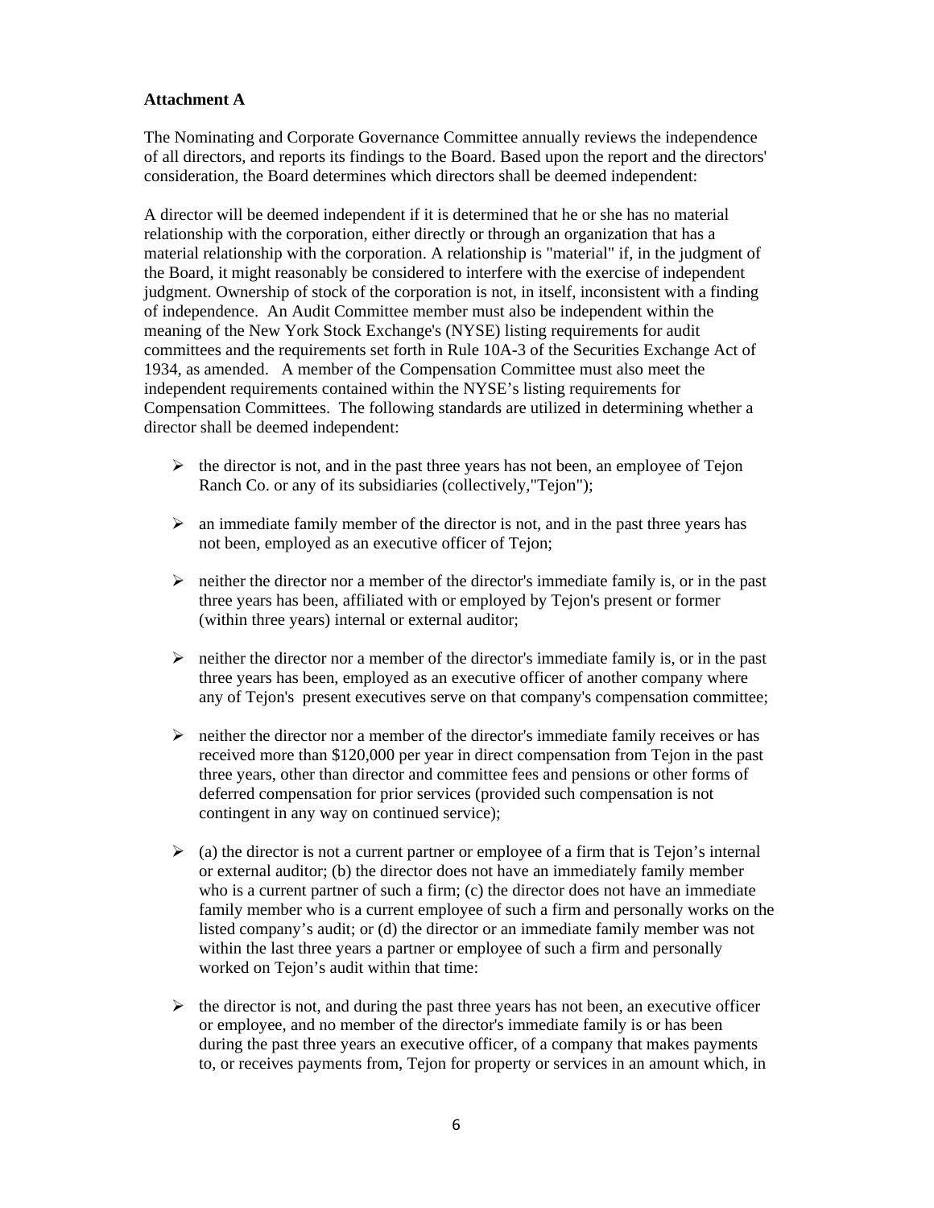**Attachment A**

The Nominating and Corporate Governance Committee annually reviews the independence of all directors, and reports its findings to the Board. Based upon the report and the directors' consideration, the Board determines which directors shall be deemed independent:

A director will be deemed independent if it is determined that he or she has no material relationship with the corporation, either directly or through an organization that has a material relationship with the corporation. A relationship is "material" if, in the judgment of the Board, it might reasonably be considered to interfere with the exercise of independent judgment. Ownership of stock of the corporation is not, in itself, inconsistent with a finding of independence. An Audit Committee member must also be independent within the meaning of the New York Stock Exchange's (NYSE) listing requirements for audit committees and the requirements set forth in Rule 10A-3 of the Securities Exchange Act of 1934, as amended. A member of the Compensation Committee must also meet the independent requirements contained within the NYSE's listing requirements for Compensation Committees. The following standards are utilized in determining whether a director shall be deemed independent:

- the director is not, and in the past three years has not been, an employee of Tejon Ranch Co. or any of its subsidiaries (collectively,"Tejon");
- an immediate family member of the director is not, and in the past three years has not been, employed as an executive officer of Tejon;
- neither the director nor a member of the director's immediate family is, or in the past three years has been, affiliated with or employed by Tejon's present or former (within three years) internal or external auditor;
- neither the director nor a member of the director's immediate family is, or in the past three years has been, employed as an executive officer of another company where any of Tejon's present executives serve on that company's compensation committee;
- neither the director nor a member of the director's immediate family receives or has received more than $120,000 per year in direct compensation from Tejon in the past three years, other than director and committee fees and pensions or other forms of deferred compensation for prior services (provided such compensation is not contingent in any way on continued service);
- (a) the director is not a current partner or employee of a firm that is Tejon's internal or external auditor; (b) the director does not have an immediately family member who is a current partner of such a firm; (c) the director does not have an immediate family member who is a current employee of such a firm and personally works on the listed company's audit; or (d) the director or an immediate family member was not within the last three years a partner or employee of such a firm and personally worked on Tejon's audit within that time:
- the director is not, and during the past three years has not been, an executive officer or employee, and no member of the director's immediate family is or has been during the past three years an executive officer, of a company that makes payments to, or receives payments from, Tejon for property or services in an amount which, in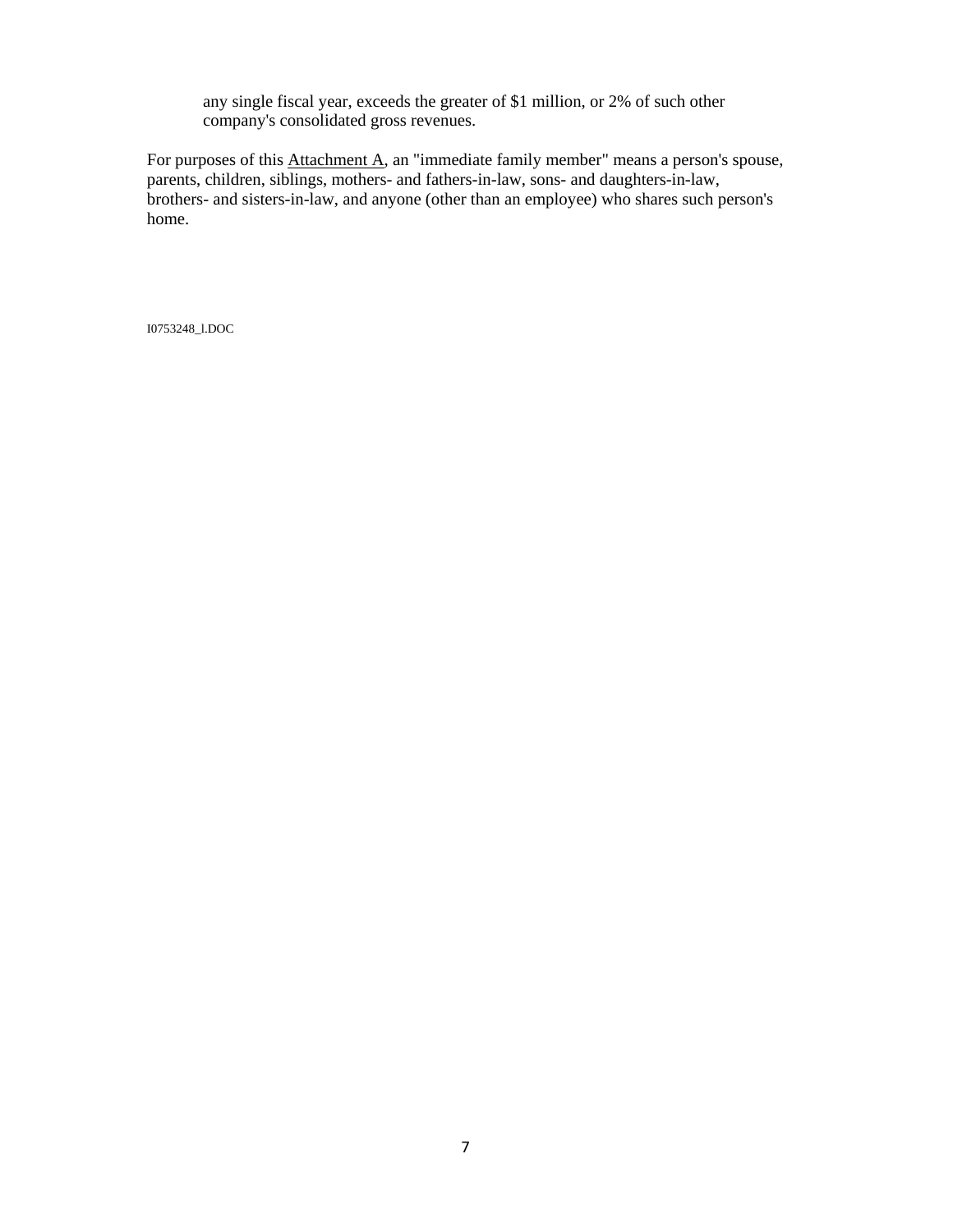any single fiscal year, exceeds the greater of $1 million, or 2% of such other company's consolidated gross revenues.

For purposes of this Attachment A, an "immediate family member" means a person's spouse, parents, children, siblings, mothers- and fathers-in-law, sons- and daughters-in-law, brothers- and sisters-in-law, and anyone (other than an employee) who shares such person's home.

I0753248_l.DOC